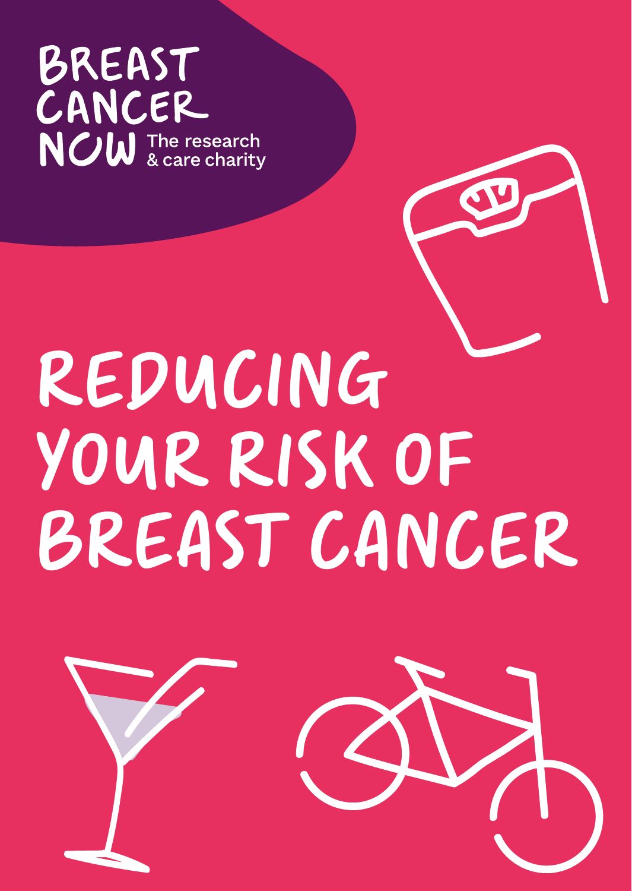BREAST CANCER NOW The research & care charity

# REDUCING YOUR RISK OF BREAST CANCER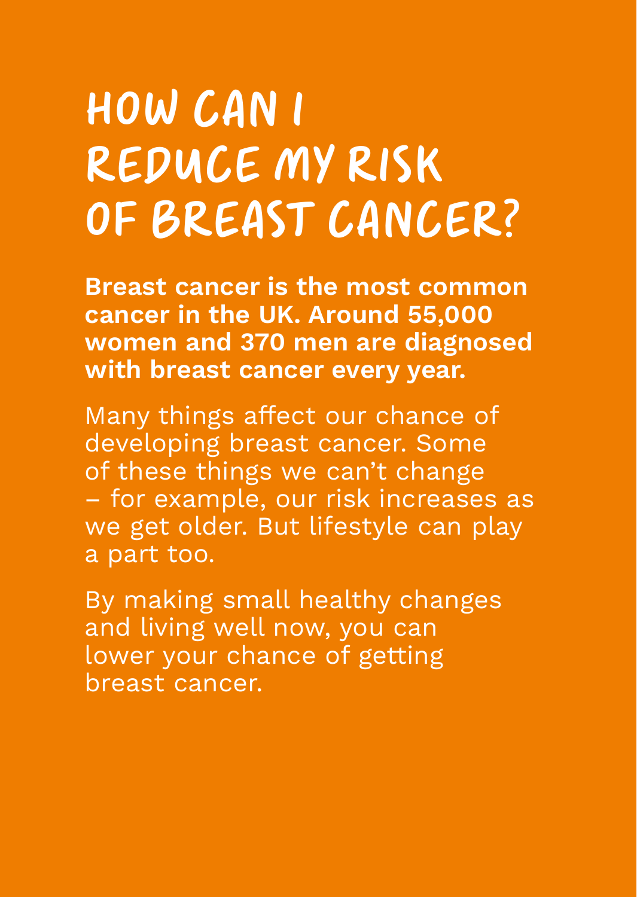# HOW CAN I REDUCE MY RISK OF BREAST CANCER?

**Breast cancer is the most common cancer in the UK. Around 55,000 women and 370 men are diagnosed with breast cancer every year.**

Many things affect our chance of developing breast cancer. Some of these things we can't change – for example, our risk increases as we get older. But lifestyle can play a part too.

By making small healthy changes and living well now, you can lower your chance of getting breast cancer.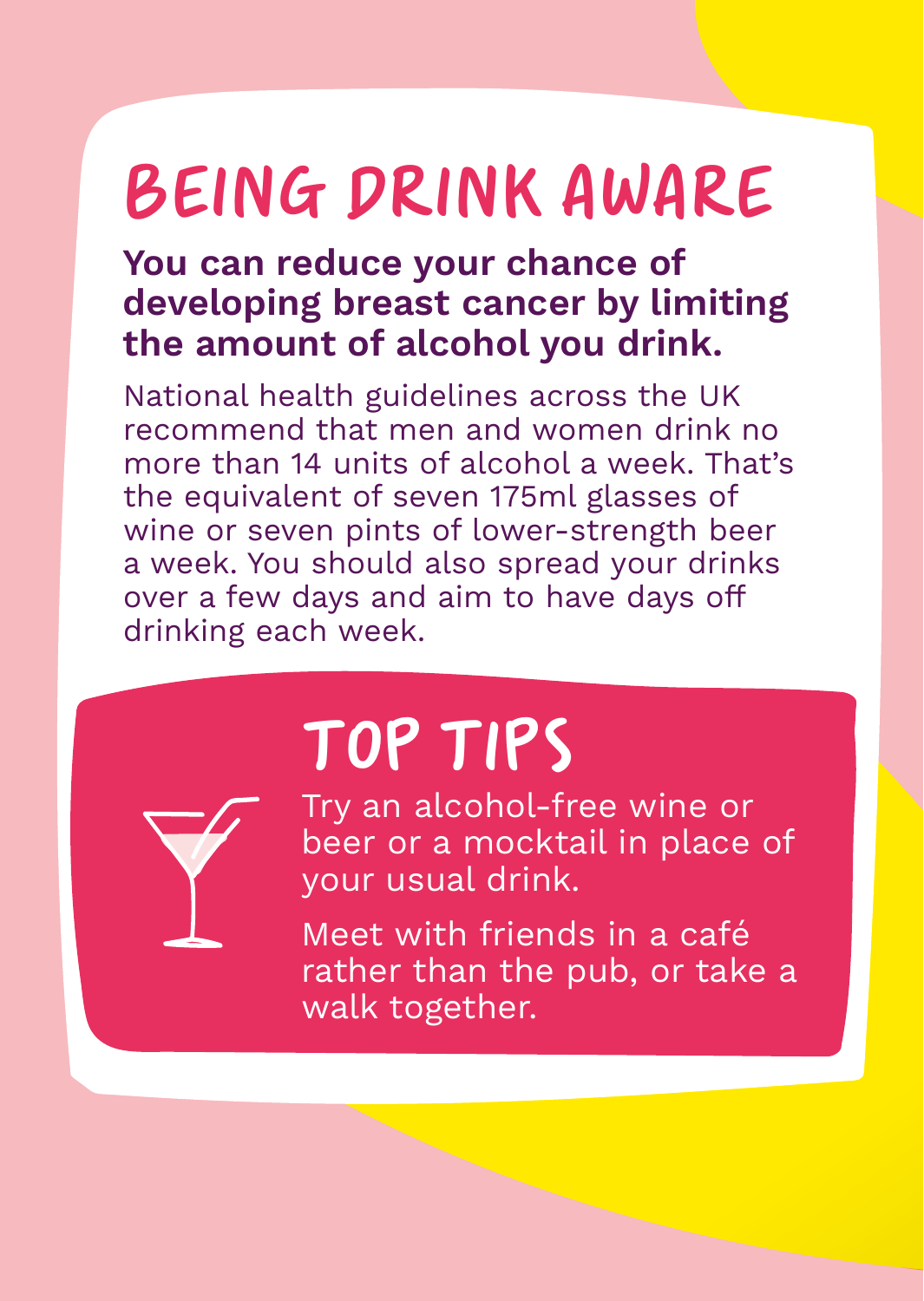# BEING DRINK AWARE

**You can reduce your chance of developing breast cancer by limiting the amount of alcohol you drink.**

National health guidelines across the UK recommend that men and women drink no more than 14 units of alcohol a week. That's the equivalent of seven 175ml glasses of wine or seven pints of lower-strength beer a week. You should also spread your drinks over a few days and aim to have days off drinking each week.

## TOP TIPS

Try an alcohol-free wine or beer or a mocktail in place of your usual drink.

Meet with friends in a café rather than the pub, or take a walk together.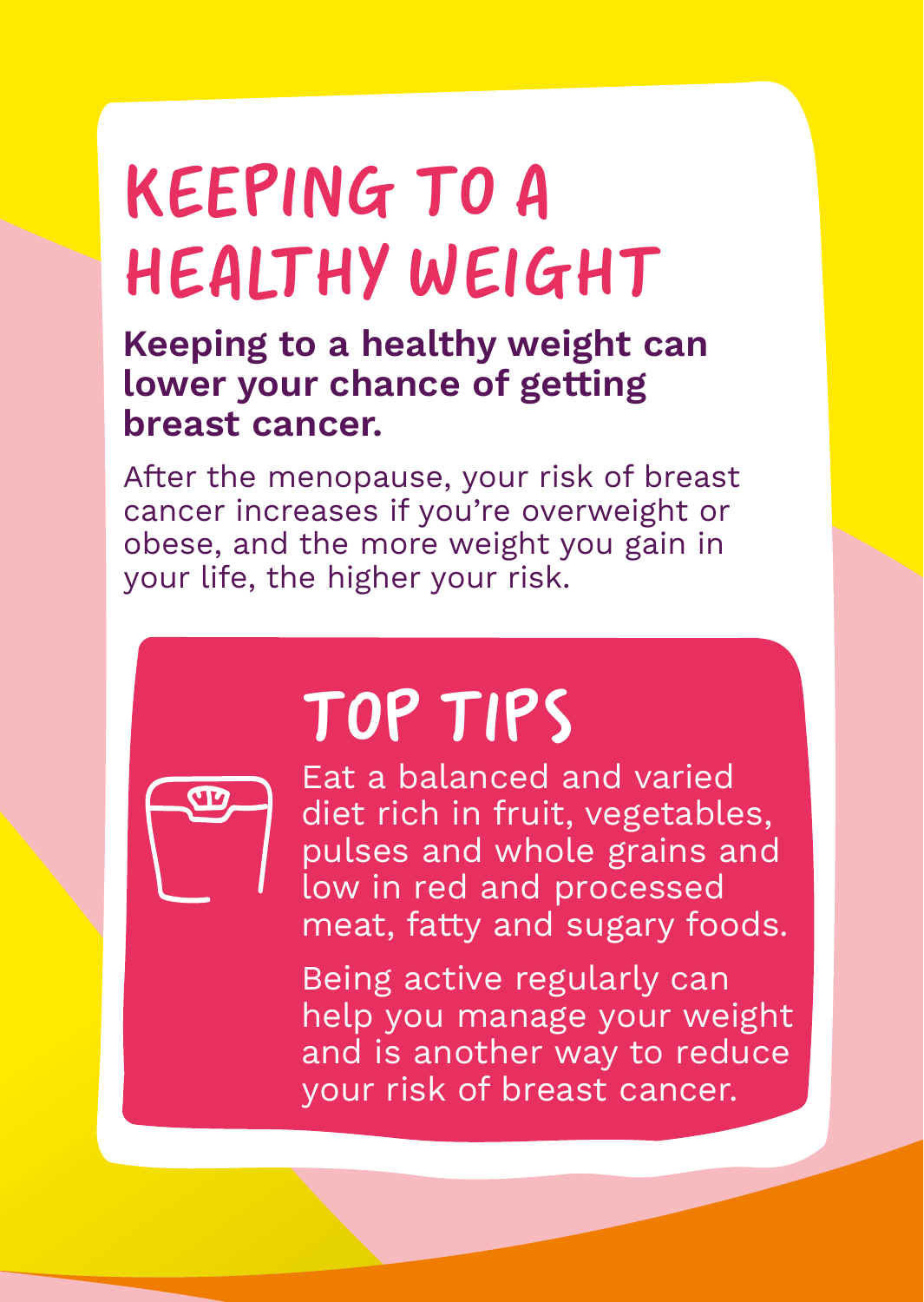# KEEPING TO A HEALTHY WEIGHT

**Keeping to a healthy weight can lower your chance of getting breast cancer.**

After the menopause, your risk of breast cancer increases if you're overweight or obese, and the more weight you gain in your life, the higher your risk.

## TOP TIPS

Eat a balanced and varied diet rich in fruit, vegetables, pulses and whole grains and low in red and processed meat, fatty and sugary foods.

Being active regularly can help you manage your weight and is another way to reduce your risk of breast cancer.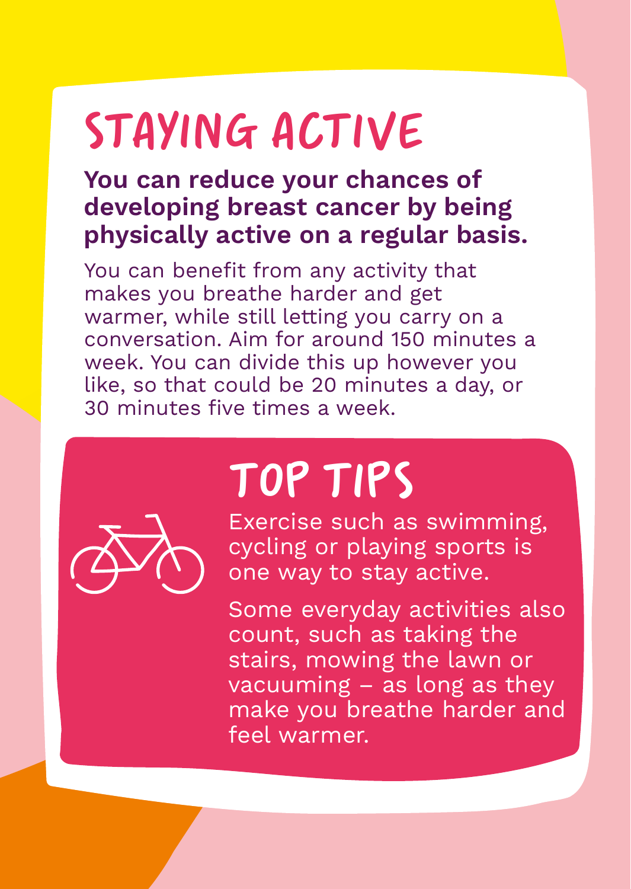# STAYING ACTIVE

**You can reduce your chances of developing breast cancer by being physically active on a regular basis.**

You can benefit from any activity that makes you breathe harder and get warmer, while still letting you carry on a conversation. Aim for around 150 minutes a week. You can divide this up however you like, so that could be 20 minutes a day, or 30 minutes five times a week.

## TOP TIPS

Exercise such as swimming, cycling or playing sports is one way to stay active.

Some everyday activities also count, such as taking the stairs, mowing the lawn or vacuuming – as long as they make you breathe harder and feel warmer.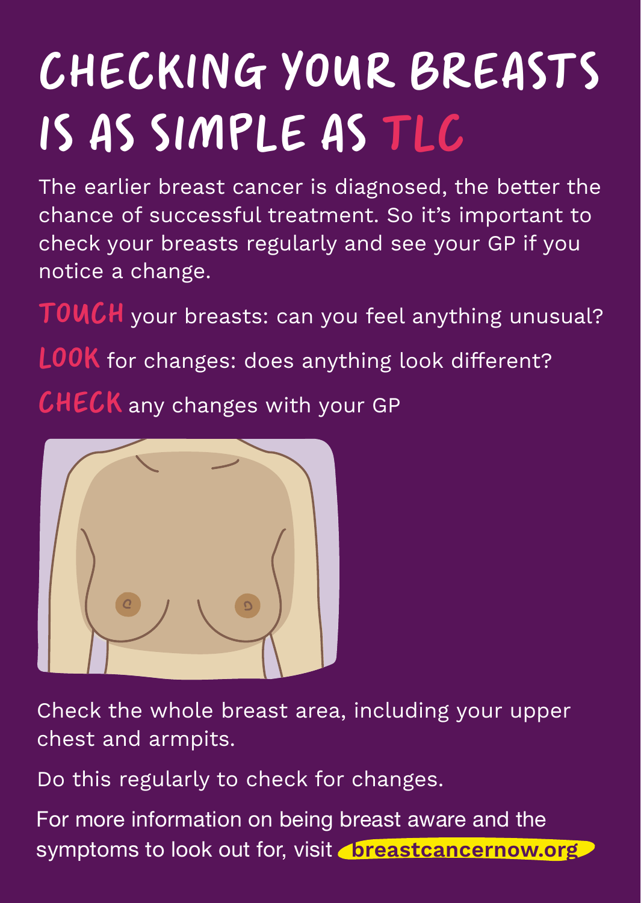# CHECKING YOUR BREASTS IS AS SIMPLE AS TLC

The earlier breast cancer is diagnosed, the better the chance of successful treatment. So it's important to check your breasts regularly and see your GP if you notice a change.

**TOUCH** your breasts: can you feel anything unusual?

**LOOK** for changes: does anything look different?

**CHECK** any changes with your GP

Check the whole breast area, including your upper chest and armpits.

Do this regularly to check for changes.

For more information on being breast aware and the symptoms to look out for, visit **breastcancernow.org**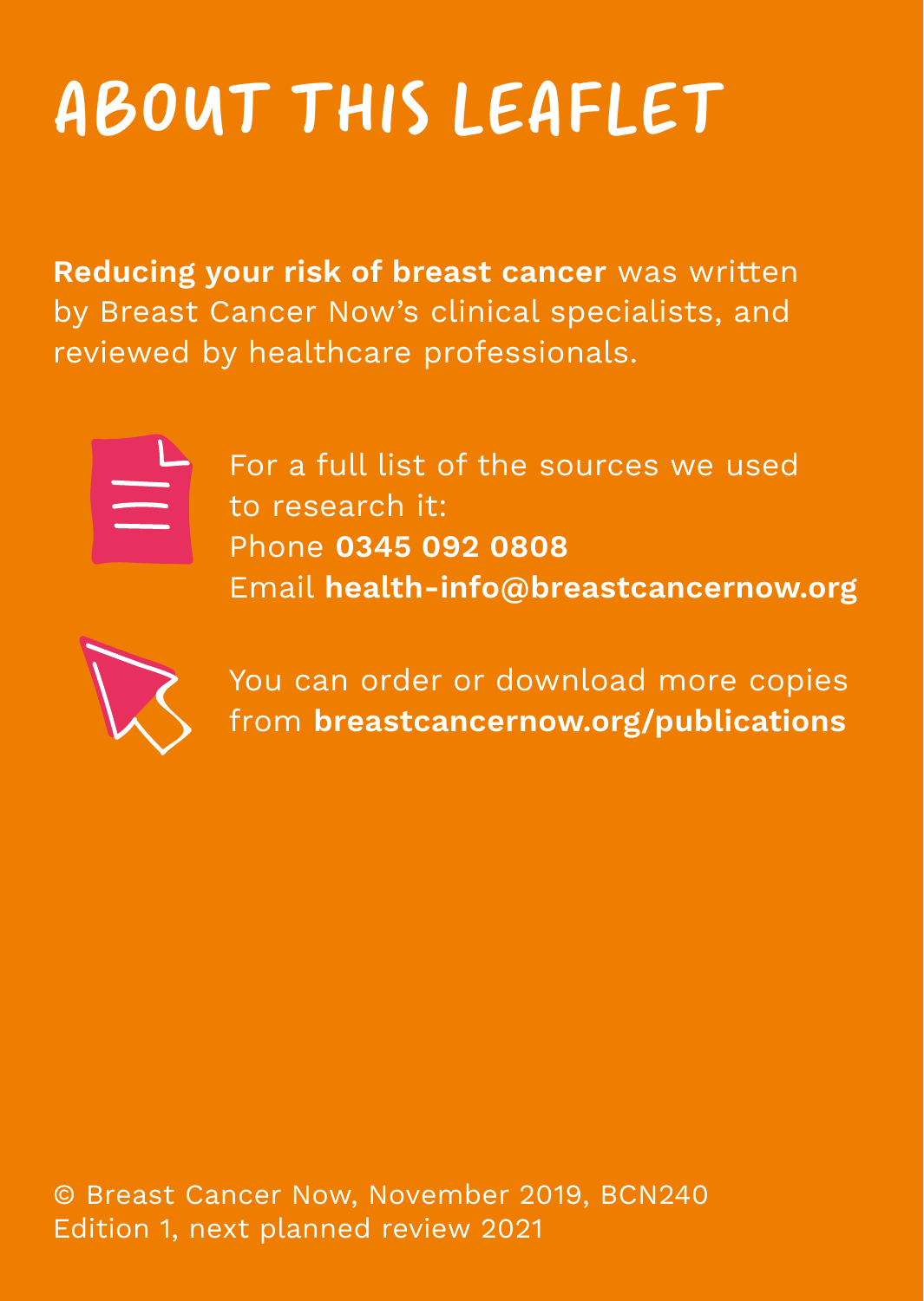# ABOUT THIS LEAFLET

**Reducing your risk of breast cancer** was written by Breast Cancer Now's clinical specialists, and reviewed by healthcare professionals.

For a full list of the sources we used to research it:
Phone **0345 092 0808**
Email **health-info@breastcancernow.org**

You can order or download more copies from **breastcancernow.org/publications**

© Breast Cancer Now, November 2019, BCN240
Edition 1, next planned review 2021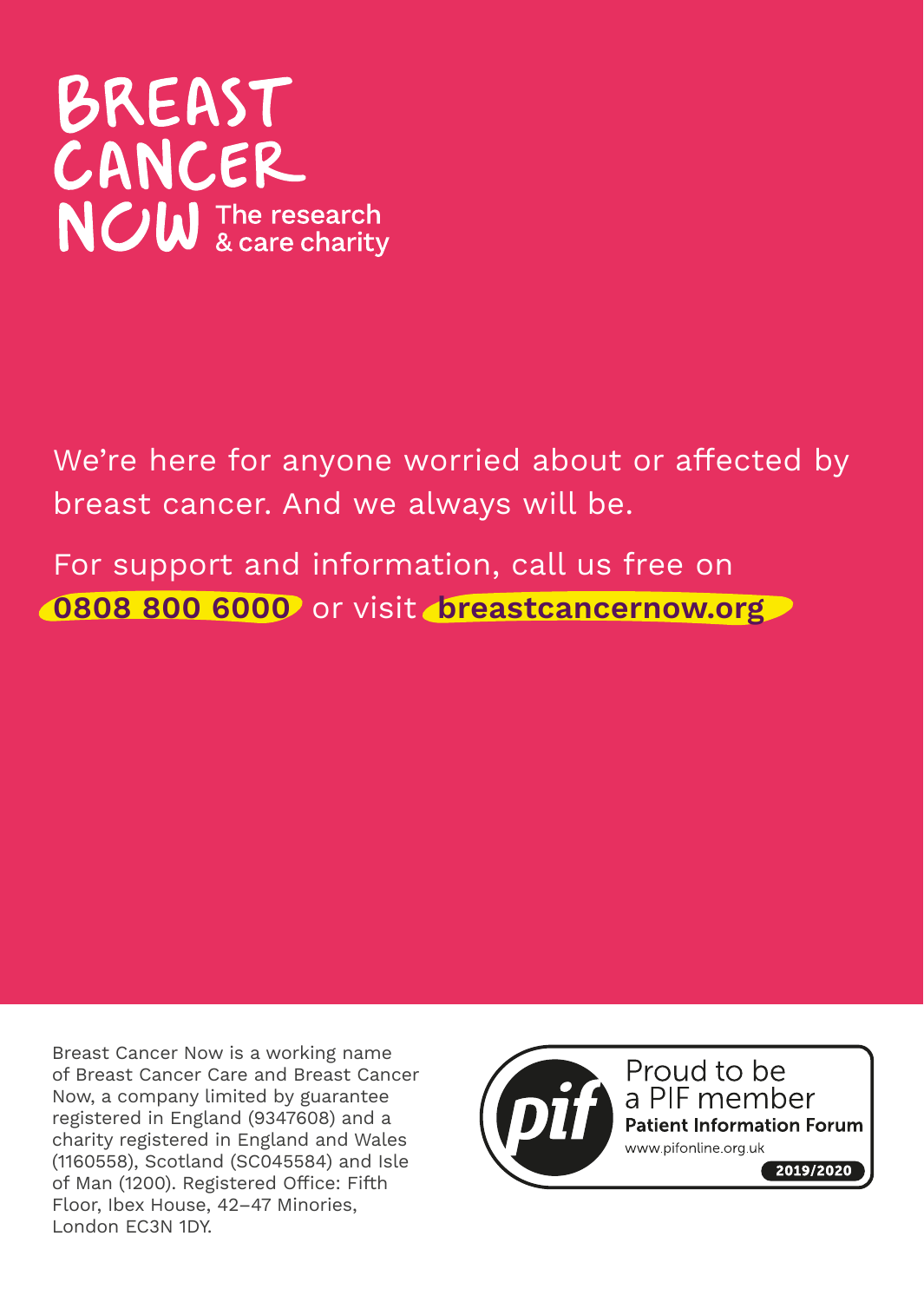BREAST CANCER NOW The research & care charity

We're here for anyone worried about or affected by breast cancer. And we always will be.

For support and information, call us free on **0808 800 6000** or visit **breastcancernow.org**

Breast Cancer Now is a working name of Breast Cancer Care and Breast Cancer Now, a company limited by guarantee registered in England (9347608) and a charity registered in England and Wales (1160558), Scotland (SC045584) and Isle of Man (1200). Registered Office: Fifth Floor, Ibex House, 42–47 Minories, London EC3N 1DY.

Proud to be a PIF member
**Patient Information Forum**
www.pifonline.org.uk
**2019/2020**